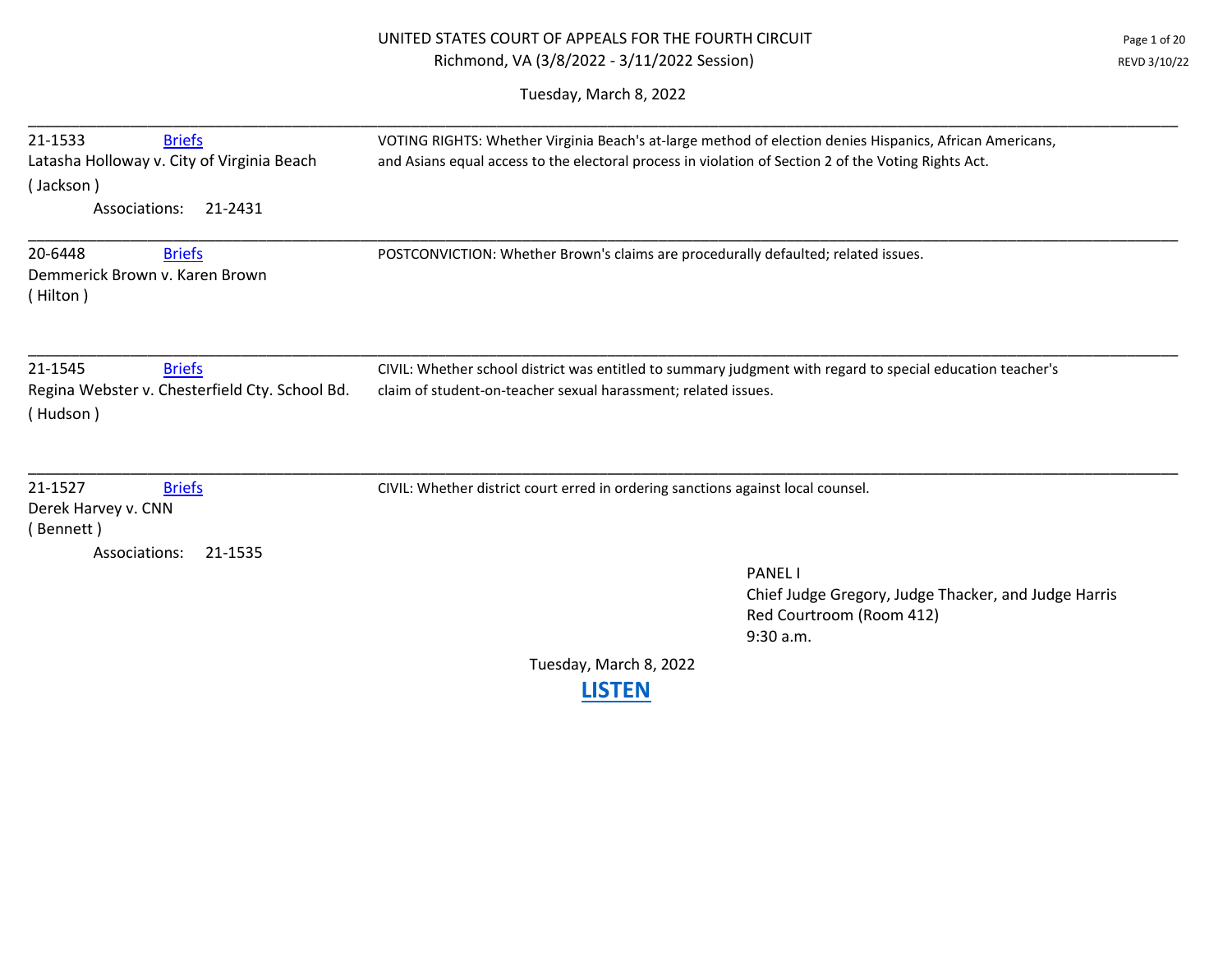# UNITED STATES COURT OF APPEALS FOR THE FOURTH CIRCUIT

Richmond, VA (3/8/2022 - 3/11/2022 Session)

REVD 3/10/22

Tuesday, March 8, 2022

---

**21-1533** [Briefs]
Latasha Holloway v. City of Virginia Beach
( Jackson )
Associations: 21-2431

VOTING RIGHTS: Whether Virginia Beach's at-large method of election denies Hispanics, African Americans, and Asians equal access to the electoral process in violation of Section 2 of the Voting Rights Act.

---

**20-6448** [Briefs]
Demmerick Brown v. Karen Brown
( Hilton )

POSTCONVICTION: Whether Brown's claims are procedurally defaulted; related issues.

---

**21-1545** [Briefs]
Regina Webster v. Chesterfield Cty. School Bd.
( Hudson )

CIVIL: Whether school district was entitled to summary judgment with regard to special education teacher's claim of student-on-teacher sexual harassment; related issues.

---

**21-1527** [Briefs]
Derek Harvey v. CNN
( Bennett )
Associations: 21-1535

CIVIL: Whether district court erred in ordering sanctions against local counsel.

---

PANEL I
Chief Judge Gregory, Judge Thacker, and Judge Harris
Red Courtroom (Room 412)
9:30 a.m.

Tuesday, March 8, 2022

**LISTEN**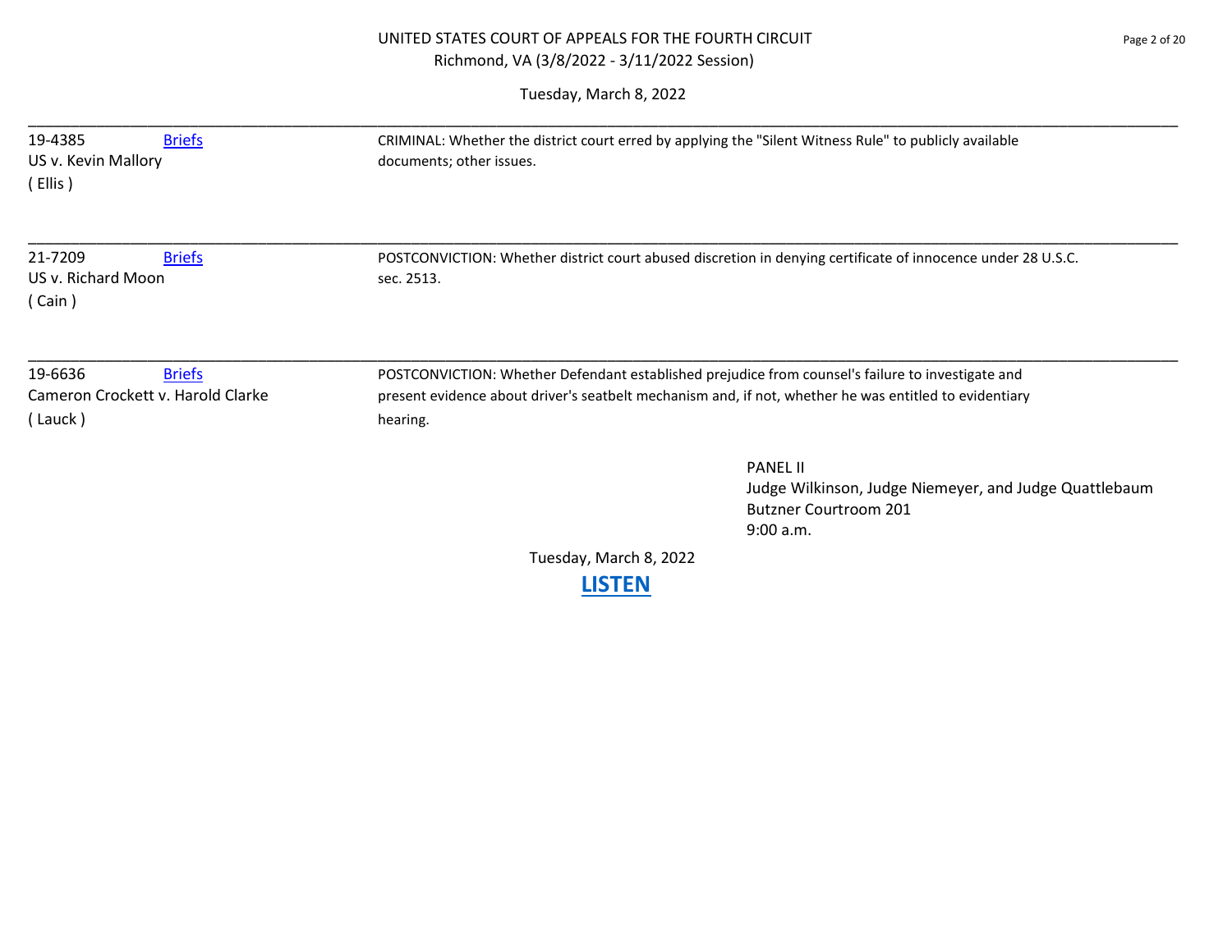UNITED STATES COURT OF APPEALS FOR THE FOURTH CIRCUIT
Richmond, VA (3/8/2022 - 3/11/2022 Session)

Tuesday, March 8, 2022

| Case | | Issue |
|---|---|---|
| 19-4385<br>US v. Kevin Mallory<br>( Ellis ) | Briefs | CRIMINAL: Whether the district court erred by applying the "Silent Witness Rule" to publicly available documents; other issues. |
| 21-7209<br>US v. Richard Moon<br>( Cain ) | Briefs | POSTCONVICTION: Whether district court abused discretion in denying certificate of innocence under 28 U.S.C. sec. 2513. |
| 19-6636<br>Cameron Crockett v. Harold Clarke<br>( Lauck ) | Briefs | POSTCONVICTION: Whether Defendant established prejudice from counsel's failure to investigate and present evidence about driver's seatbelt mechanism and, if not, whether he was entitled to evidentiary hearing. |

PANEL II
Judge Wilkinson, Judge Niemeyer, and Judge Quattlebaum
Butzner Courtroom 201
9:00 a.m.

Tuesday, March 8, 2022

**LISTEN**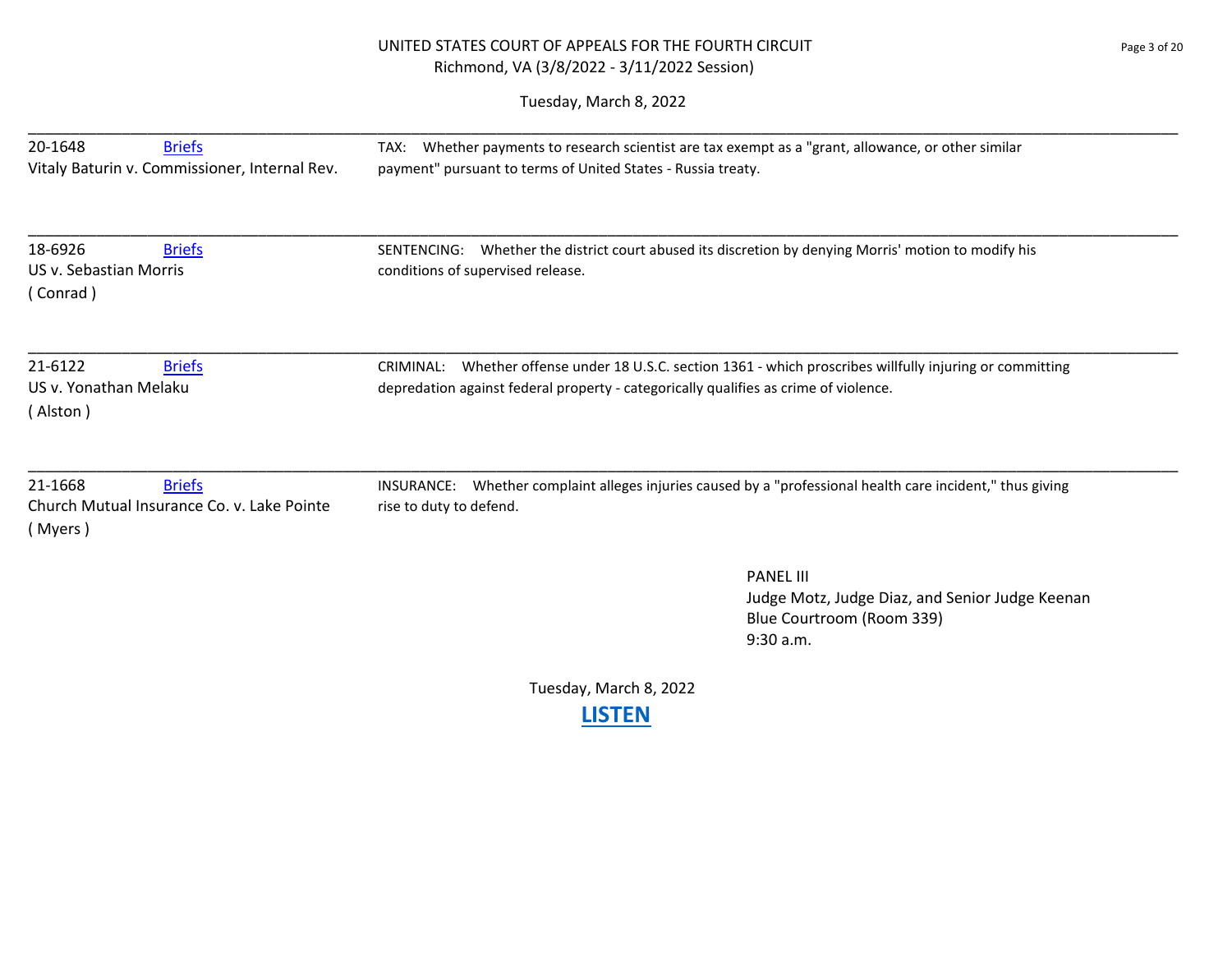UNITED STATES COURT OF APPEALS FOR THE FOURTH CIRCUIT
Richmond, VA (3/8/2022 - 3/11/2022 Session)

Tuesday, March 8, 2022

| Case | Issue |
|---|---|
| 20-1648 Briefs<br>Vitaly Baturin v. Commissioner, Internal Rev. | TAX: Whether payments to research scientist are tax exempt as a "grant, allowance, or other similar payment" pursuant to terms of United States - Russia treaty. |
| 18-6926 Briefs<br>US v. Sebastian Morris<br>( Conrad ) | SENTENCING: Whether the district court abused its discretion by denying Morris' motion to modify his conditions of supervised release. |
| 21-6122 Briefs<br>US v. Yonathan Melaku<br>( Alston ) | CRIMINAL: Whether offense under 18 U.S.C. section 1361 - which proscribes willfully injuring or committing depredation against federal property - categorically qualifies as crime of violence. |
| 21-1668 Briefs<br>Church Mutual Insurance Co. v. Lake Pointe<br>( Myers ) | INSURANCE: Whether complaint alleges injuries caused by a "professional health care incident," thus giving rise to duty to defend. |

PANEL III
Judge Motz, Judge Diaz, and Senior Judge Keenan
Blue Courtroom (Room 339)
9:30 a.m.

Tuesday, March 8, 2022

**LISTEN**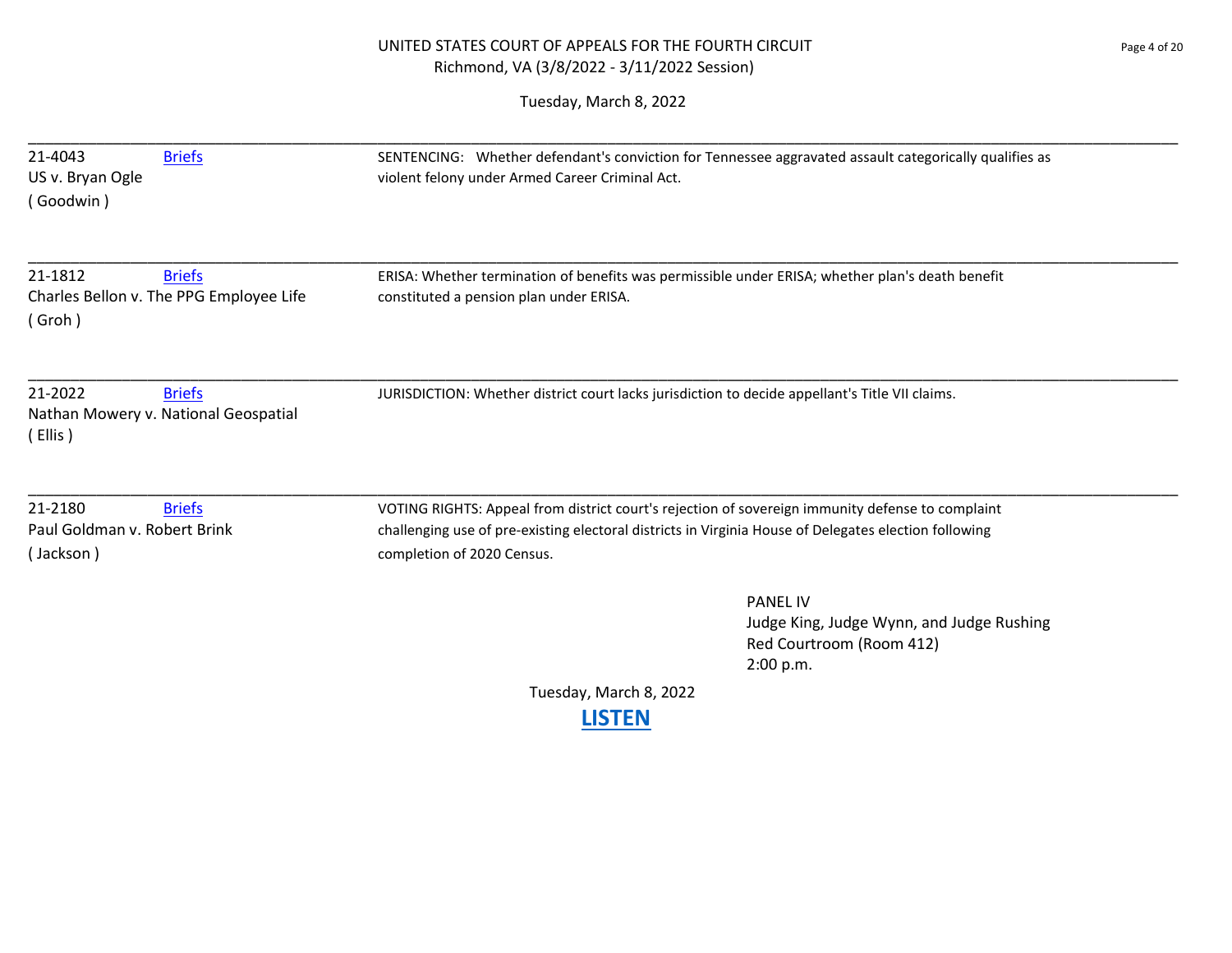UNITED STATES COURT OF APPEALS FOR THE FOURTH CIRCUIT
Richmond, VA (3/8/2022 - 3/11/2022 Session)

Tuesday, March 8, 2022

---

21-4043 Briefs
US v. Bryan Ogle
( Goodwin )

SENTENCING: Whether defendant's conviction for Tennessee aggravated assault categorically qualifies as violent felony under Armed Career Criminal Act.

---

21-1812 Briefs
Charles Bellon v. The PPG Employee Life
( Groh )

ERISA: Whether termination of benefits was permissible under ERISA; whether plan's death benefit constituted a pension plan under ERISA.

---

21-2022 Briefs
Nathan Mowery v. National Geospatial
( Ellis )

JURISDICTION: Whether district court lacks jurisdiction to decide appellant's Title VII claims.

---

21-2180 Briefs
Paul Goldman v. Robert Brink
( Jackson )

VOTING RIGHTS: Appeal from district court's rejection of sovereign immunity defense to complaint challenging use of pre-existing electoral districts in Virginia House of Delegates election following completion of 2020 Census.

PANEL IV
Judge King, Judge Wynn, and Judge Rushing
Red Courtroom (Room 412)
2:00 p.m.

Tuesday, March 8, 2022

**LISTEN**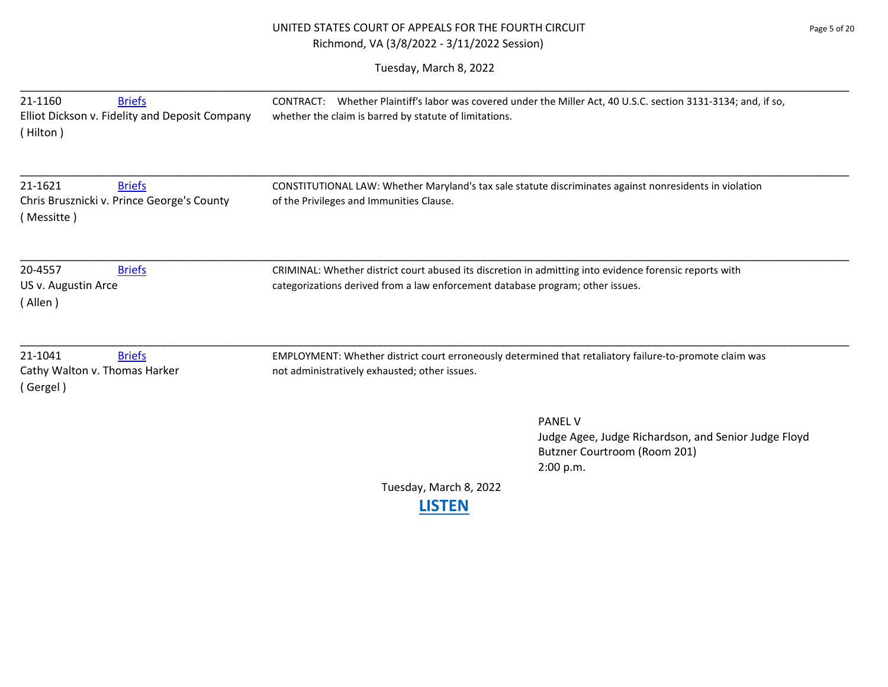UNITED STATES COURT OF APPEALS FOR THE FOURTH CIRCUIT
Richmond, VA (3/8/2022 - 3/11/2022 Session)

Tuesday, March 8, 2022

| Case | Issue |
|---|---|
| 21-1160 Briefs<br>Elliot Dickson v. Fidelity and Deposit Company<br>( Hilton ) | CONTRACT: Whether Plaintiff's labor was covered under the Miller Act, 40 U.S.C. section 3131-3134; and, if so, whether the claim is barred by statute of limitations. |
| 21-1621 Briefs<br>Chris Brusznicki v. Prince George's County<br>( Messitte ) | CONSTITUTIONAL LAW: Whether Maryland's tax sale statute discriminates against nonresidents in violation of the Privileges and Immunities Clause. |
| 20-4557 Briefs<br>US v. Augustin Arce<br>( Allen ) | CRIMINAL: Whether district court abused its discretion in admitting into evidence forensic reports with categorizations derived from a law enforcement database program; other issues. |
| 21-1041 Briefs<br>Cathy Walton v. Thomas Harker<br>( Gergel ) | EMPLOYMENT: Whether district court erroneously determined that retaliatory failure-to-promote claim was not administratively exhausted; other issues. |

PANEL V
Judge Agee, Judge Richardson, and Senior Judge Floyd
Butzner Courtroom (Room 201)
2:00 p.m.

Tuesday, March 8, 2022

**LISTEN**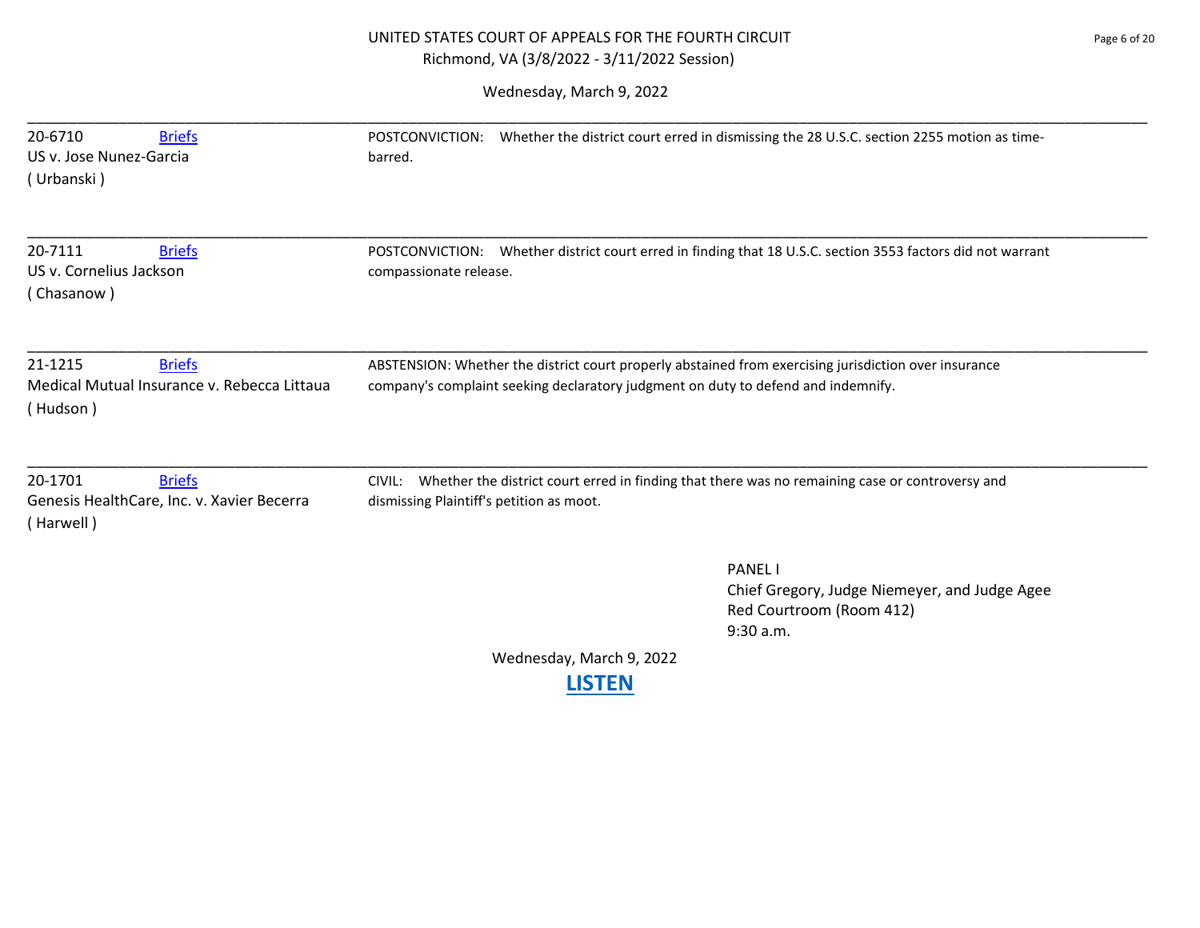UNITED STATES COURT OF APPEALS FOR THE FOURTH CIRCUIT
Richmond, VA (3/8/2022 - 3/11/2022 Session)

Wednesday, March 9, 2022

| Case | Issue |
|---|---|
| 20-6710 [Briefs](#)<br>US v. Jose Nunez-Garcia<br>( Urbanski ) | POSTCONVICTION: Whether the district court erred in dismissing the 28 U.S.C. section 2255 motion as time-barred. |
| 20-7111 [Briefs](#)<br>US v. Cornelius Jackson<br>( Chasanow ) | POSTCONVICTION: Whether district court erred in finding that 18 U.S.C. section 3553 factors did not warrant compassionate release. |
| 21-1215 [Briefs](#)<br>Medical Mutual Insurance v. Rebecca Littaua<br>( Hudson ) | ABSTENSION: Whether the district court properly abstained from exercising jurisdiction over insurance company's complaint seeking declaratory judgment on duty to defend and indemnify. |
| 20-1701 [Briefs](#)<br>Genesis HealthCare, Inc. v. Xavier Becerra<br>( Harwell ) | CIVIL: Whether the district court erred in finding that there was no remaining case or controversy and dismissing Plaintiff's petition as moot. |

PANEL I
Chief Gregory, Judge Niemeyer, and Judge Agee
Red Courtroom (Room 412)
9:30 a.m.

Wednesday, March 9, 2022

**LISTEN**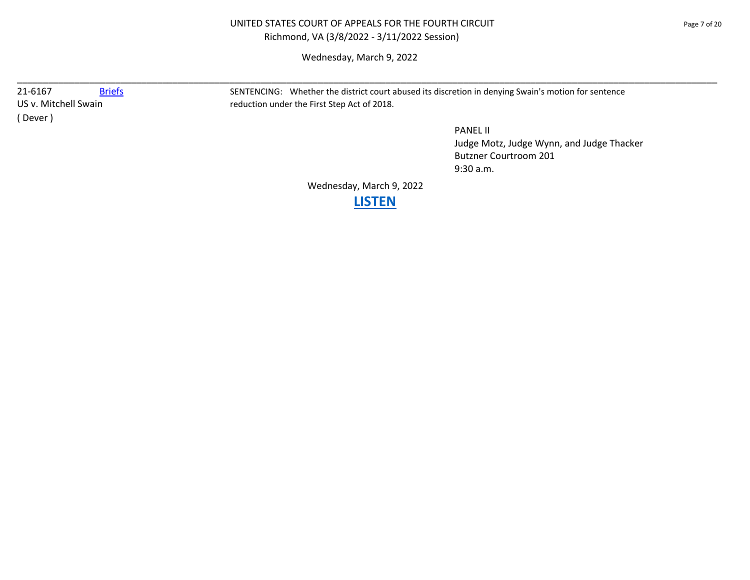UNITED STATES COURT OF APPEALS FOR THE FOURTH CIRCUIT
Richmond, VA (3/8/2022 - 3/11/2022 Session)

Wednesday, March 9, 2022

---

21-6167 [Briefs](#)
US v. Mitchell Swain
( Dever )

SENTENCING: Whether the district court abused its discretion in denying Swain's motion for sentence reduction under the First Step Act of 2018.

PANEL II
Judge Motz, Judge Wynn, and Judge Thacker
Butzner Courtroom 201
9:30 a.m.

Wednesday, March 9, 2022

**[LISTEN](#)**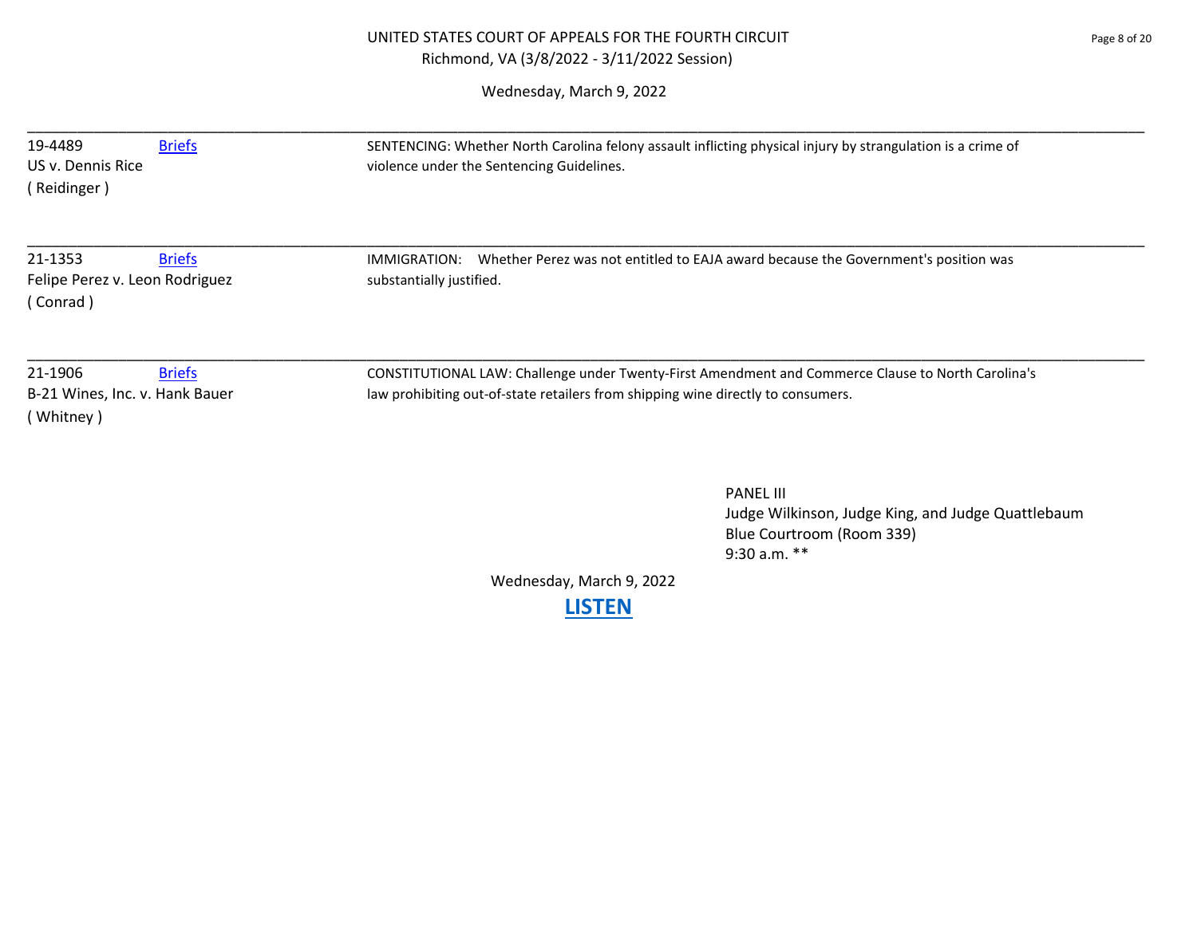UNITED STATES COURT OF APPEALS FOR THE FOURTH CIRCUIT
Richmond, VA (3/8/2022 - 3/11/2022 Session)

Wednesday, March 9, 2022

---

| Case | | Issue |
|---|---|---|
| 19-4489<br>US v. Dennis Rice<br>( Reidinger ) | Briefs | SENTENCING: Whether North Carolina felony assault inflicting physical injury by strangulation is a crime of violence under the Sentencing Guidelines. |
| 21-1353<br>Felipe Perez v. Leon Rodriguez<br>( Conrad ) | Briefs | IMMIGRATION: Whether Perez was not entitled to EAJA award because the Government's position was substantially justified. |
| 21-1906<br>B-21 Wines, Inc. v. Hank Bauer<br>( Whitney ) | Briefs | CONSTITUTIONAL LAW: Challenge under Twenty-First Amendment and Commerce Clause to North Carolina's law prohibiting out-of-state retailers from shipping wine directly to consumers. |

PANEL III
Judge Wilkinson, Judge King, and Judge Quattlebaum
Blue Courtroom (Room 339)
9:30 a.m. **

Wednesday, March 9, 2022

**LISTEN**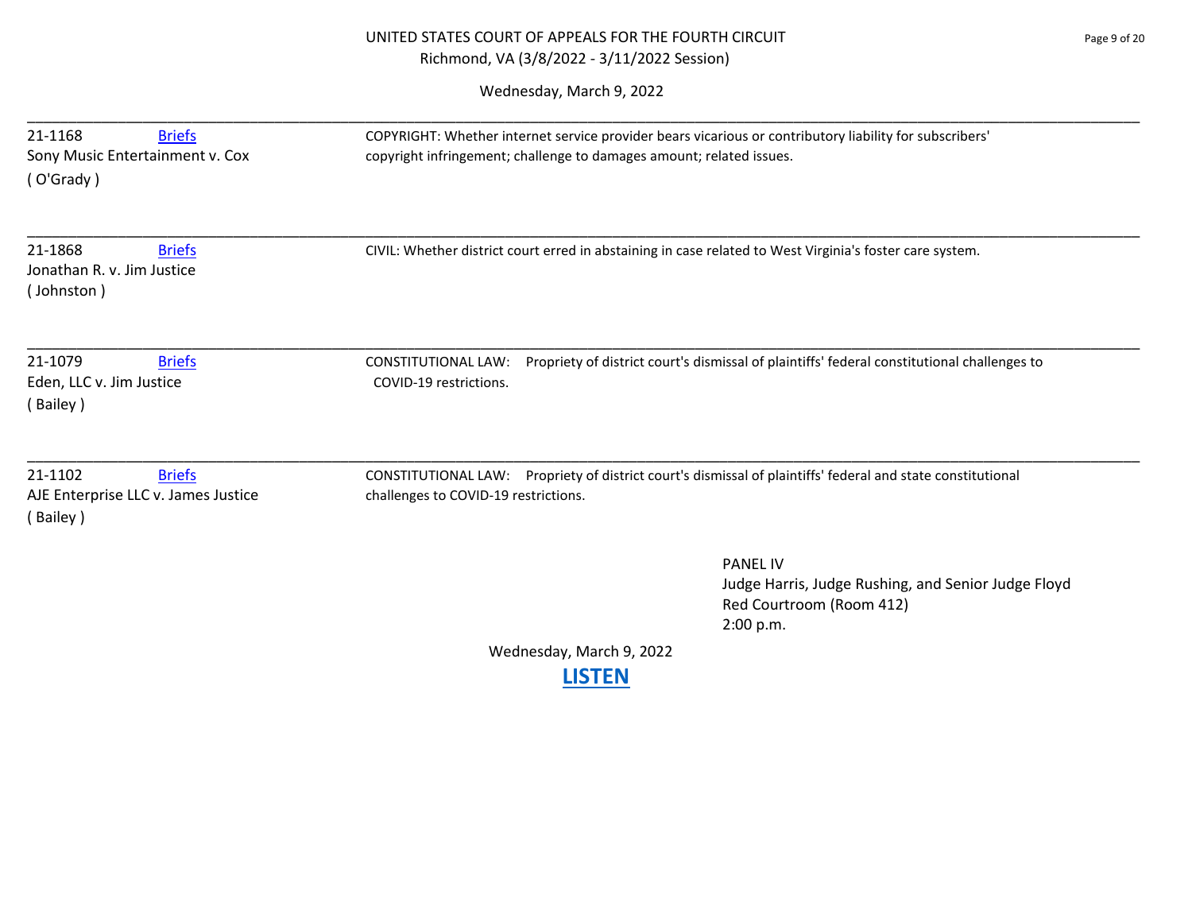UNITED STATES COURT OF APPEALS FOR THE FOURTH CIRCUIT
Richmond, VA (3/8/2022 - 3/11/2022 Session)

Wednesday, March 9, 2022

---

21-1168 Briefs
Sony Music Entertainment v. Cox
( O'Grady )

COPYRIGHT: Whether internet service provider bears vicarious or contributory liability for subscribers' copyright infringement; challenge to damages amount; related issues.

---

21-1868 Briefs
Jonathan R. v. Jim Justice
( Johnston )

CIVIL: Whether district court erred in abstaining in case related to West Virginia's foster care system.

---

21-1079 Briefs
Eden, LLC v. Jim Justice
( Bailey )

CONSTITUTIONAL LAW: Propriety of district court's dismissal of plaintiffs' federal constitutional challenges to COVID-19 restrictions.

---

21-1102 Briefs
AJE Enterprise LLC v. James Justice
( Bailey )

CONSTITUTIONAL LAW: Propriety of district court's dismissal of plaintiffs' federal and state constitutional challenges to COVID-19 restrictions.

PANEL IV
Judge Harris, Judge Rushing, and Senior Judge Floyd
Red Courtroom (Room 412)
2:00 p.m.

Wednesday, March 9, 2022

**LISTEN**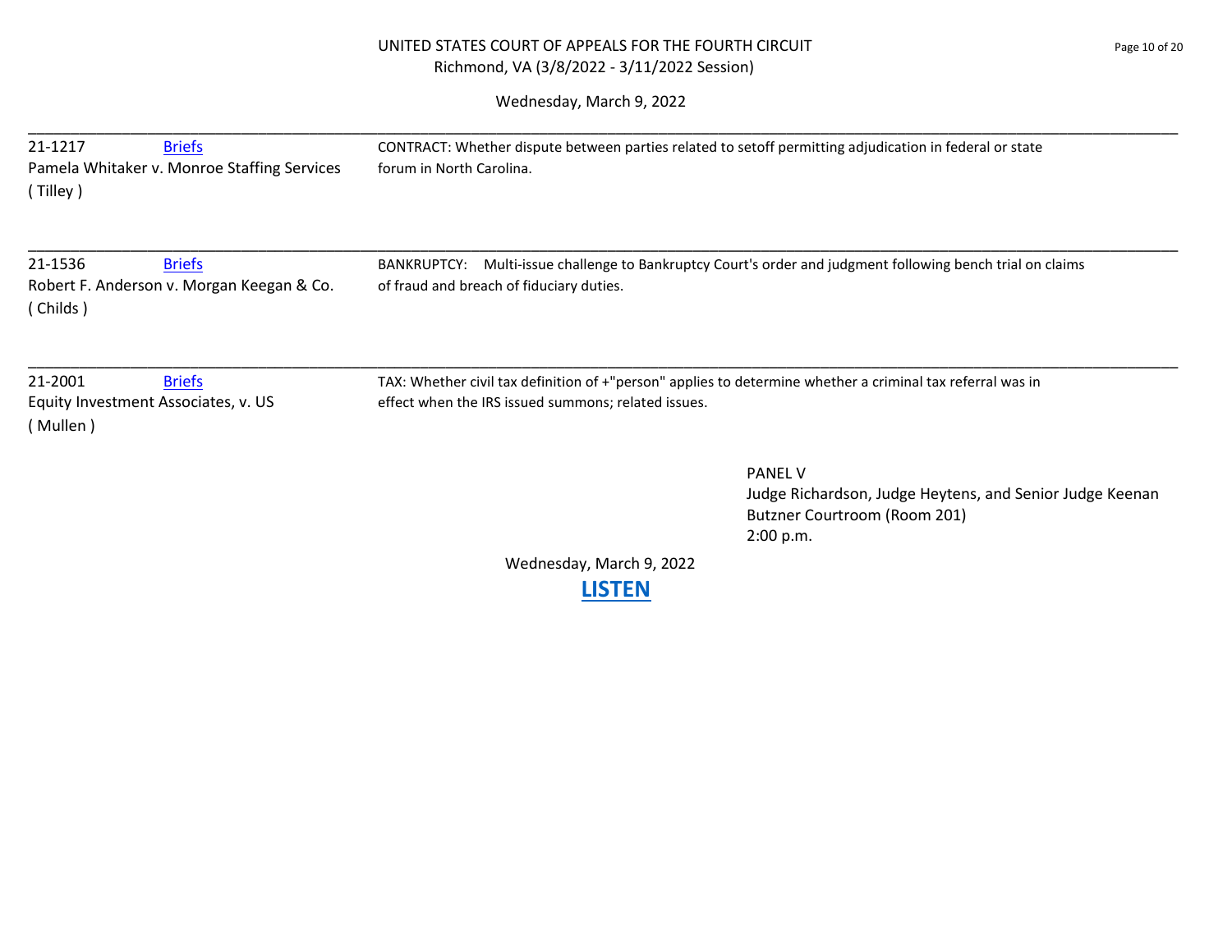UNITED STATES COURT OF APPEALS FOR THE FOURTH CIRCUIT
Richmond, VA (3/8/2022 - 3/11/2022 Session)

Wednesday, March 9, 2022

| Case | Description |
|---|---|
| 21-1217 [Briefs](#)<br>Pamela Whitaker v. Monroe Staffing Services<br>( Tilley ) | CONTRACT: Whether dispute between parties related to setoff permitting adjudication in federal or state forum in North Carolina. |
| 21-1536 [Briefs](#)<br>Robert F. Anderson v. Morgan Keegan & Co.<br>( Childs ) | BANKRUPTCY: Multi-issue challenge to Bankruptcy Court's order and judgment following bench trial on claims of fraud and breach of fiduciary duties. |
| 21-2001 [Briefs](#)<br>Equity Investment Associates, v. US<br>( Mullen ) | TAX: Whether civil tax definition of +"person" applies to determine whether a criminal tax referral was in effect when the IRS issued summons; related issues. |

PANEL V
Judge Richardson, Judge Heytens, and Senior Judge Keenan
Butzner Courtroom (Room 201)
2:00 p.m.

Wednesday, March 9, 2022

**[LISTEN](#)**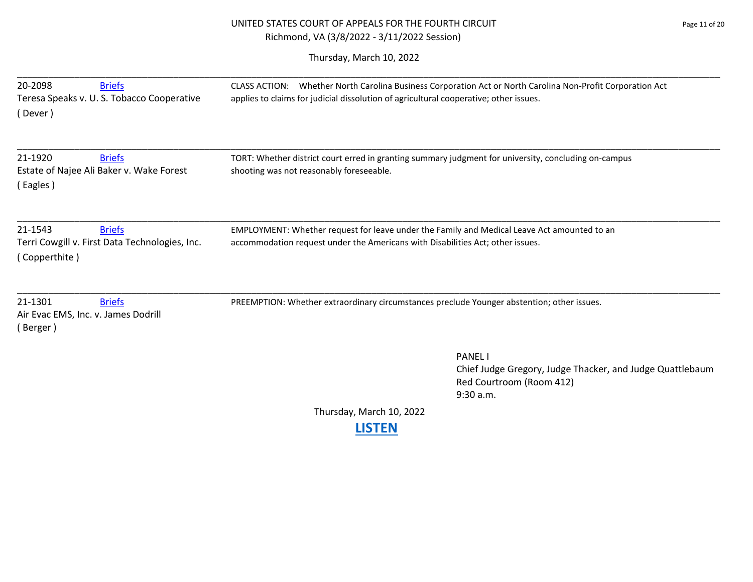# UNITED STATES COURT OF APPEALS FOR THE FOURTH CIRCUIT

Richmond, VA (3/8/2022 - 3/11/2022 Session)

Thursday, March 10, 2022

---

20-2098 Briefs
Teresa Speaks v. U. S. Tobacco Cooperative
( Dever )

CLASS ACTION: Whether North Carolina Business Corporation Act or North Carolina Non-Profit Corporation Act applies to claims for judicial dissolution of agricultural cooperative; other issues.

---

21-1920 Briefs
Estate of Najee Ali Baker v. Wake Forest
( Eagles )

TORT: Whether district court erred in granting summary judgment for university, concluding on-campus shooting was not reasonably foreseeable.

---

21-1543 Briefs
Terri Cowgill v. First Data Technologies, Inc.
( Copperthite )

EMPLOYMENT: Whether request for leave under the Family and Medical Leave Act amounted to an accommodation request under the Americans with Disabilities Act; other issues.

---

21-1301 Briefs
Air Evac EMS, Inc. v. James Dodrill
( Berger )

PREEMPTION: Whether extraordinary circumstances preclude Younger abstention; other issues.

PANEL I
Chief Judge Gregory, Judge Thacker, and Judge Quattlebaum
Red Courtroom (Room 412)
9:30 a.m.

Thursday, March 10, 2022

**LISTEN**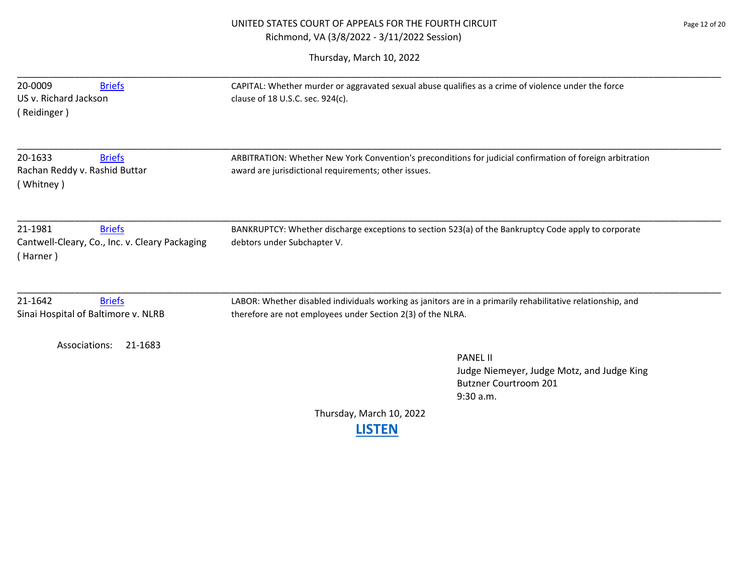# UNITED STATES COURT OF APPEALS FOR THE FOURTH CIRCUIT

Richmond, VA (3/8/2022 - 3/11/2022 Session)

Thursday, March 10, 2022

---

**20-0009** [Briefs]
US v. Richard Jackson
( Reidinger )

CAPITAL: Whether murder or aggravated sexual abuse qualifies as a crime of violence under the force clause of 18 U.S.C. sec. 924(c).

---

**20-1633** [Briefs]
Rachan Reddy v. Rashid Buttar
( Whitney )

ARBITRATION: Whether New York Convention's preconditions for judicial confirmation of foreign arbitration award are jurisdictional requirements; other issues.

---

**21-1981** [Briefs]
Cantwell-Cleary, Co., Inc. v. Cleary Packaging
( Harner )

BANKRUPTCY: Whether discharge exceptions to section 523(a) of the Bankruptcy Code apply to corporate debtors under Subchapter V.

---

**21-1642** [Briefs]
Sinai Hospital of Baltimore v. NLRB

LABOR: Whether disabled individuals working as janitors are in a primarily rehabilitative relationship, and therefore are not employees under Section 2(3) of the NLRA.

Associations: 21-1683

PANEL II
Judge Niemeyer, Judge Motz, and Judge King
Butzner Courtroom 201
9:30 a.m.

Thursday, March 10, 2022

**LISTEN**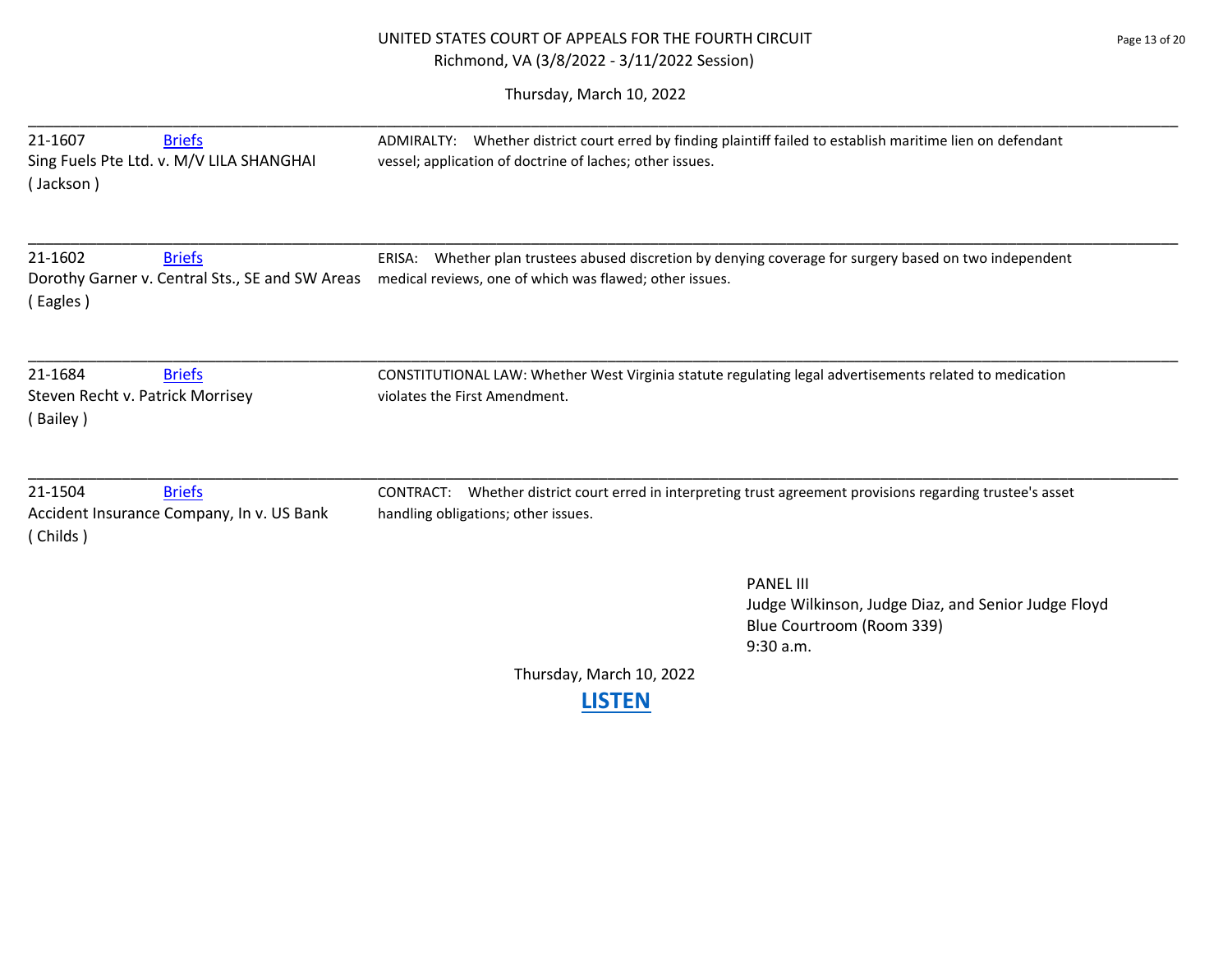UNITED STATES COURT OF APPEALS FOR THE FOURTH CIRCUIT
Richmond, VA (3/8/2022 - 3/11/2022 Session)

Thursday, March 10, 2022

---

21-1607 Briefs
Sing Fuels Pte Ltd. v. M/V LILA SHANGHAI
( Jackson )

ADMIRALTY: Whether district court erred by finding plaintiff failed to establish maritime lien on defendant vessel; application of doctrine of laches; other issues.

---

21-1602 Briefs
Dorothy Garner v. Central Sts., SE and SW Areas
( Eagles )

ERISA: Whether plan trustees abused discretion by denying coverage for surgery based on two independent medical reviews, one of which was flawed; other issues.

---

21-1684 Briefs
Steven Recht v. Patrick Morrisey
( Bailey )

CONSTITUTIONAL LAW: Whether West Virginia statute regulating legal advertisements related to medication violates the First Amendment.

---

21-1504 Briefs
Accident Insurance Company, In v. US Bank
( Childs )

CONTRACT: Whether district court erred in interpreting trust agreement provisions regarding trustee's asset handling obligations; other issues.

PANEL III
Judge Wilkinson, Judge Diaz, and Senior Judge Floyd
Blue Courtroom (Room 339)
9:30 a.m.

Thursday, March 10, 2022

**LISTEN**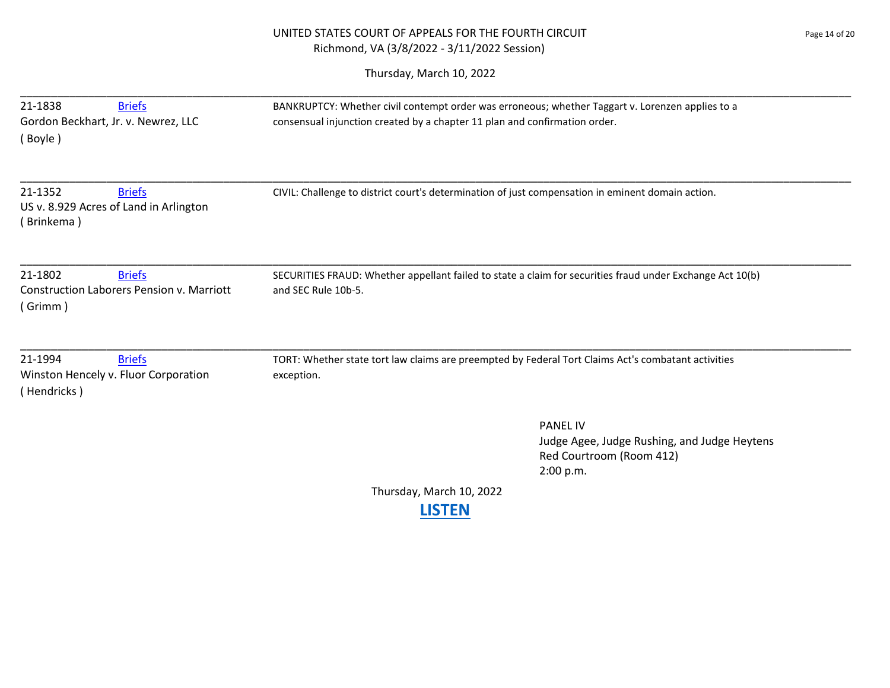# UNITED STATES COURT OF APPEALS FOR THE FOURTH CIRCUIT

Richmond, VA (3/8/2022 - 3/11/2022 Session)

Thursday, March 10, 2022

---

21-1838 [Briefs]
Gordon Beckhart, Jr. v. Newrez, LLC
( Boyle )

BANKRUPTCY: Whether civil contempt order was erroneous; whether Taggart v. Lorenzen applies to a consensual injunction created by a chapter 11 plan and confirmation order.

---

21-1352 [Briefs]
US v. 8.929 Acres of Land in Arlington
( Brinkema )

CIVIL: Challenge to district court's determination of just compensation in eminent domain action.

---

21-1802 [Briefs]
Construction Laborers Pension v. Marriott
( Grimm )

SECURITIES FRAUD: Whether appellant failed to state a claim for securities fraud under Exchange Act 10(b) and SEC Rule 10b-5.

---

21-1994 [Briefs]
Winston Hencely v. Fluor Corporation
( Hendricks )

TORT: Whether state tort law claims are preempted by Federal Tort Claims Act's combatant activities exception.

PANEL IV
Judge Agee, Judge Rushing, and Judge Heytens
Red Courtroom (Room 412)
2:00 p.m.

Thursday, March 10, 2022

**LISTEN**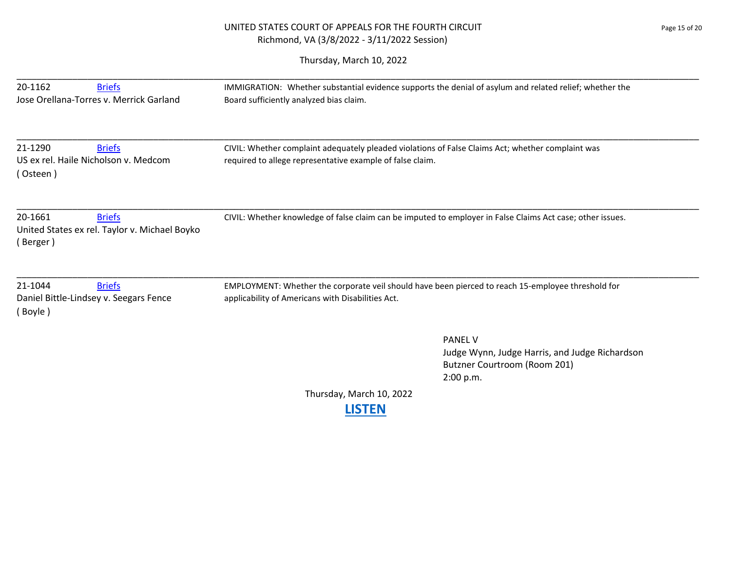UNITED STATES COURT OF APPEALS FOR THE FOURTH CIRCUIT
Richmond, VA (3/8/2022 - 3/11/2022 Session)

Thursday, March 10, 2022

| Case | Briefs | Issues |
|---|---|---|
| 20-1162 Jose Orellana-Torres v. Merrick Garland | Briefs | IMMIGRATION: Whether substantial evidence supports the denial of asylum and related relief; whether the Board sufficiently analyzed bias claim. |
| 21-1290 US ex rel. Haile Nicholson v. Medcom ( Osteen ) | Briefs | CIVIL: Whether complaint adequately pleaded violations of False Claims Act; whether complaint was required to allege representative example of false claim. |
| 20-1661 United States ex rel. Taylor v. Michael Boyko ( Berger ) | Briefs | CIVIL: Whether knowledge of false claim can be imputed to employer in False Claims Act case; other issues. |
| 21-1044 Daniel Bittle-Lindsey v. Seegars Fence ( Boyle ) | Briefs | EMPLOYMENT: Whether the corporate veil should have been pierced to reach 15-employee threshold for applicability of Americans with Disabilities Act. |

PANEL V
Judge Wynn, Judge Harris, and Judge Richardson
Butzner Courtroom (Room 201)
2:00 p.m.

Thursday, March 10, 2022

**LISTEN**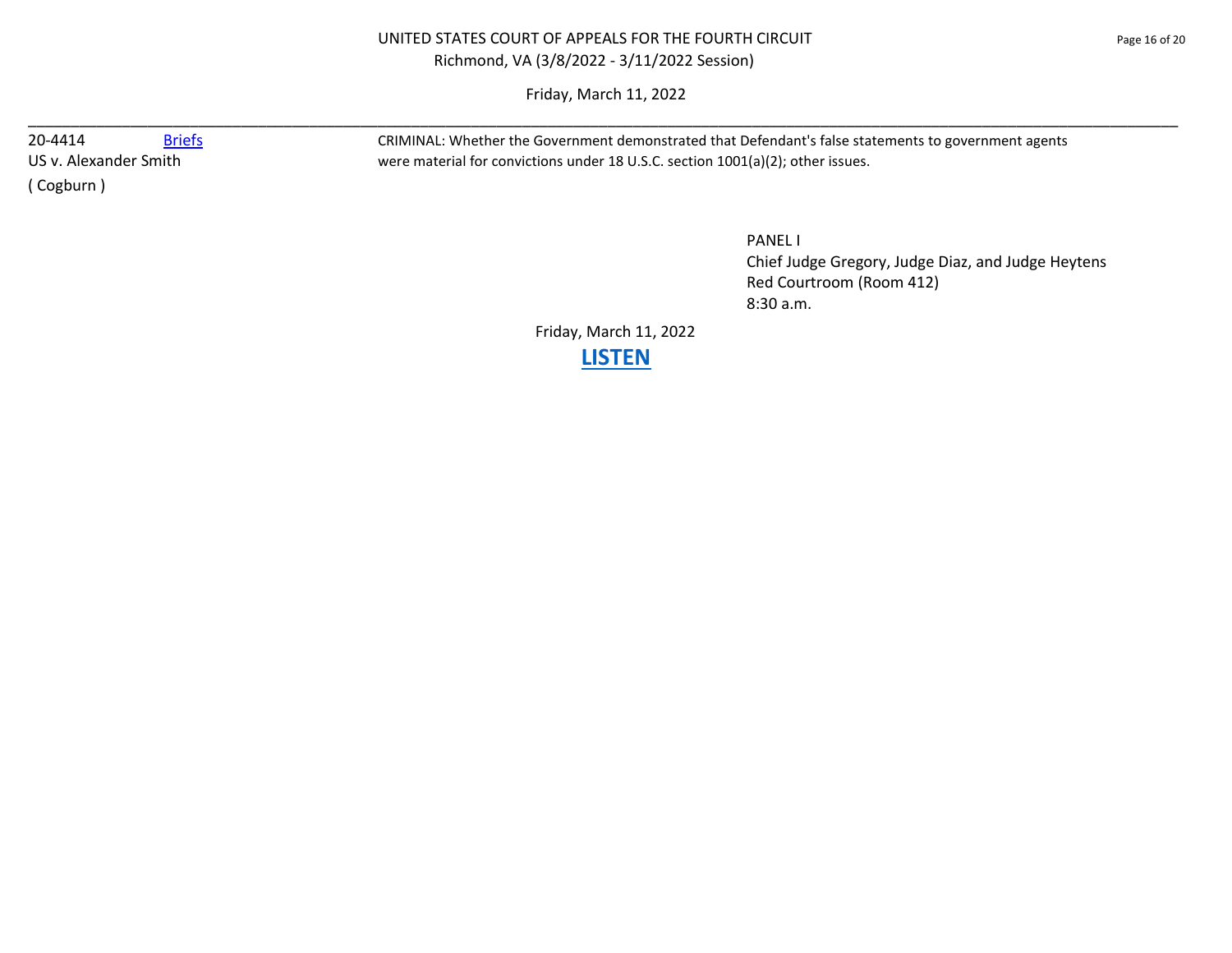UNITED STATES COURT OF APPEALS FOR THE FOURTH CIRCUIT
Richmond, VA (3/8/2022 - 3/11/2022 Session)

Friday, March 11, 2022

---

| | | |
|---|---|---|
| 20-4414<br>US v. Alexander Smith<br>( Cogburn ) | Briefs | CRIMINAL: Whether the Government demonstrated that Defendant's false statements to government agents were material for convictions under 18 U.S.C. section 1001(a)(2); other issues. |

PANEL I
Chief Judge Gregory, Judge Diaz, and Judge Heytens
Red Courtroom (Room 412)
8:30 a.m.

Friday, March 11, 2022

**LISTEN**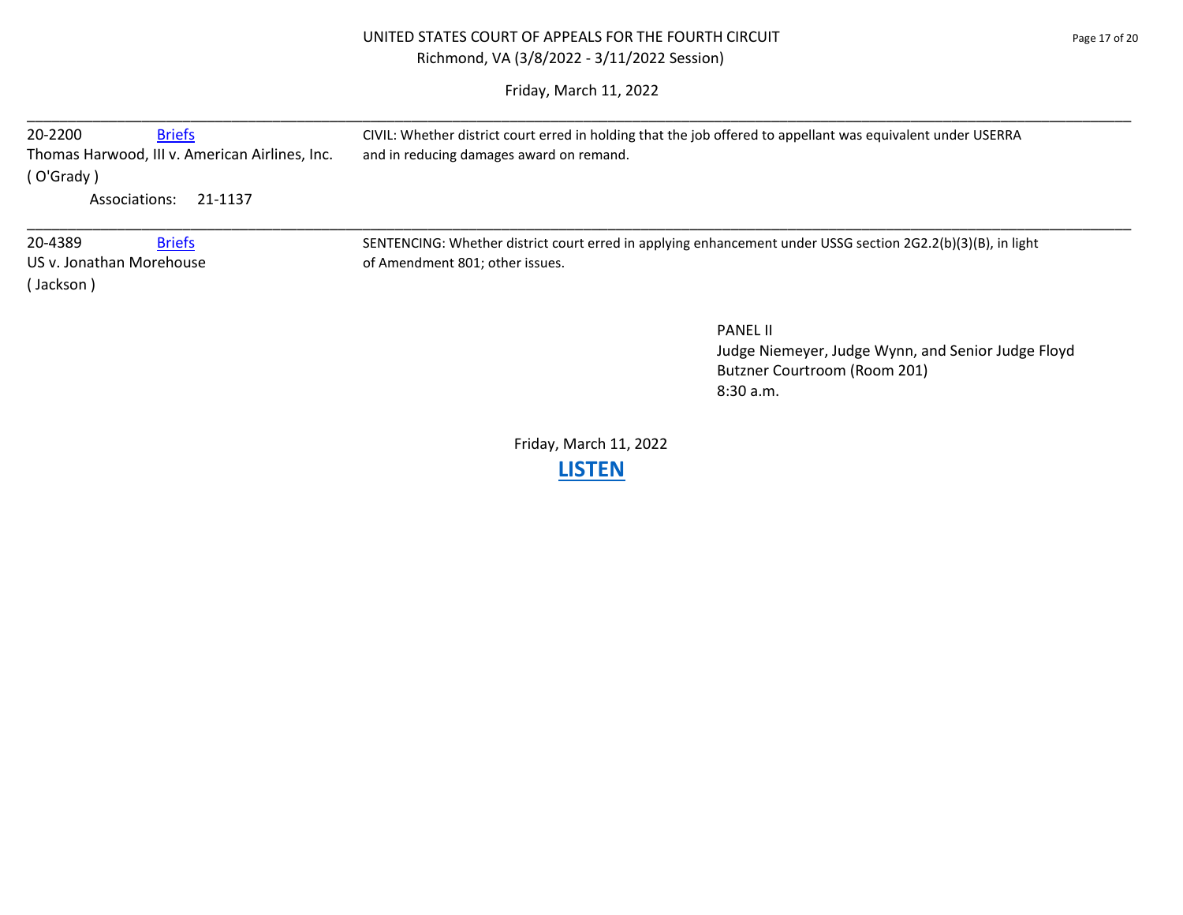UNITED STATES COURT OF APPEALS FOR THE FOURTH CIRCUIT
Richmond, VA (3/8/2022 - 3/11/2022 Session)

Friday, March 11, 2022

---

20-2200 Briefs
Thomas Harwood, III v. American Airlines, Inc.
( O'Grady )
Associations: 21-1137

CIVIL: Whether district court erred in holding that the job offered to appellant was equivalent under USERRA and in reducing damages award on remand.

---

20-4389 Briefs
US v. Jonathan Morehouse
( Jackson )

SENTENCING: Whether district court erred in applying enhancement under USSG section 2G2.2(b)(3)(B), in light of Amendment 801; other issues.

PANEL II
Judge Niemeyer, Judge Wynn, and Senior Judge Floyd
Butzner Courtroom (Room 201)
8:30 a.m.

Friday, March 11, 2022

**LISTEN**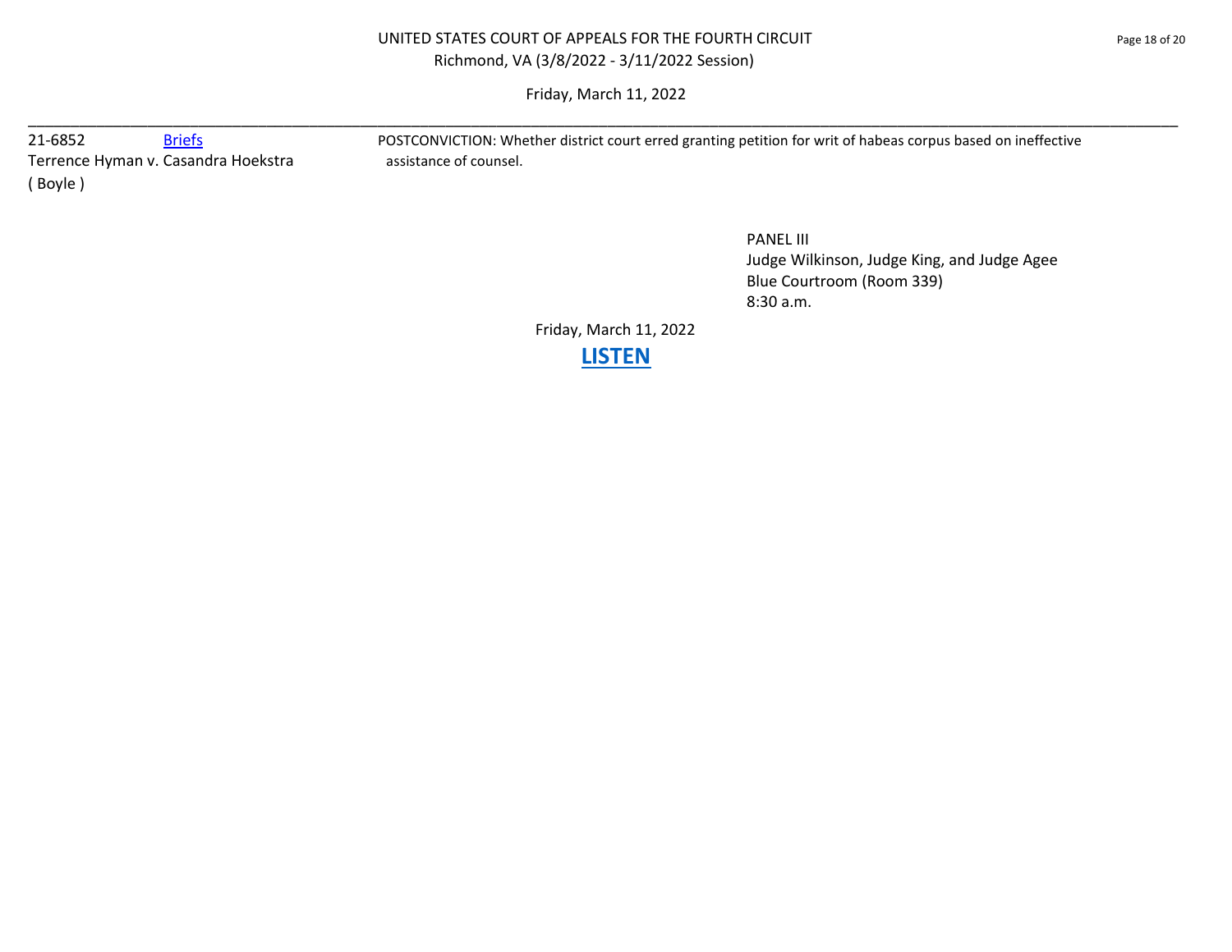UNITED STATES COURT OF APPEALS FOR THE FOURTH CIRCUIT
Richmond, VA (3/8/2022 - 3/11/2022 Session)

Friday, March 11, 2022

---

21-6852 Briefs
Terrence Hyman v. Casandra Hoekstra
( Boyle )

POSTCONVICTION: Whether district court erred granting petition for writ of habeas corpus based on ineffective assistance of counsel.

PANEL III
Judge Wilkinson, Judge King, and Judge Agee
Blue Courtroom (Room 339)
8:30 a.m.

Friday, March 11, 2022

**LISTEN**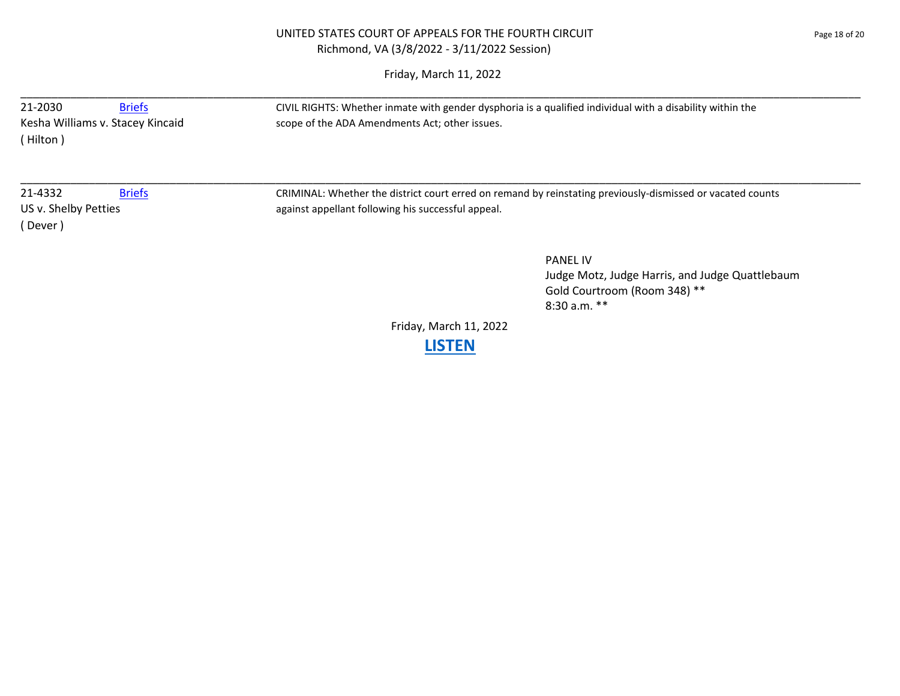Friday, March 11, 2022

| | |
|---|---|
| 21-2030 [Briefs](#)<br>Kesha Williams v. Stacey Kincaid<br>( Hilton ) | CIVIL RIGHTS: Whether inmate with gender dysphoria is a qualified individual with a disability within the scope of the ADA Amendments Act; other issues. |
| 21-4332 [Briefs](#)<br>US v. Shelby Petties<br>( Dever ) | CRIMINAL: Whether the district court erred on remand by reinstating previously-dismissed or vacated counts against appellant following his successful appeal. |

PANEL IV
Judge Motz, Judge Harris, and Judge Quattlebaum
Gold Courtroom (Room 348) **
8:30 a.m. **

Friday, March 11, 2022

**[LISTEN](#)**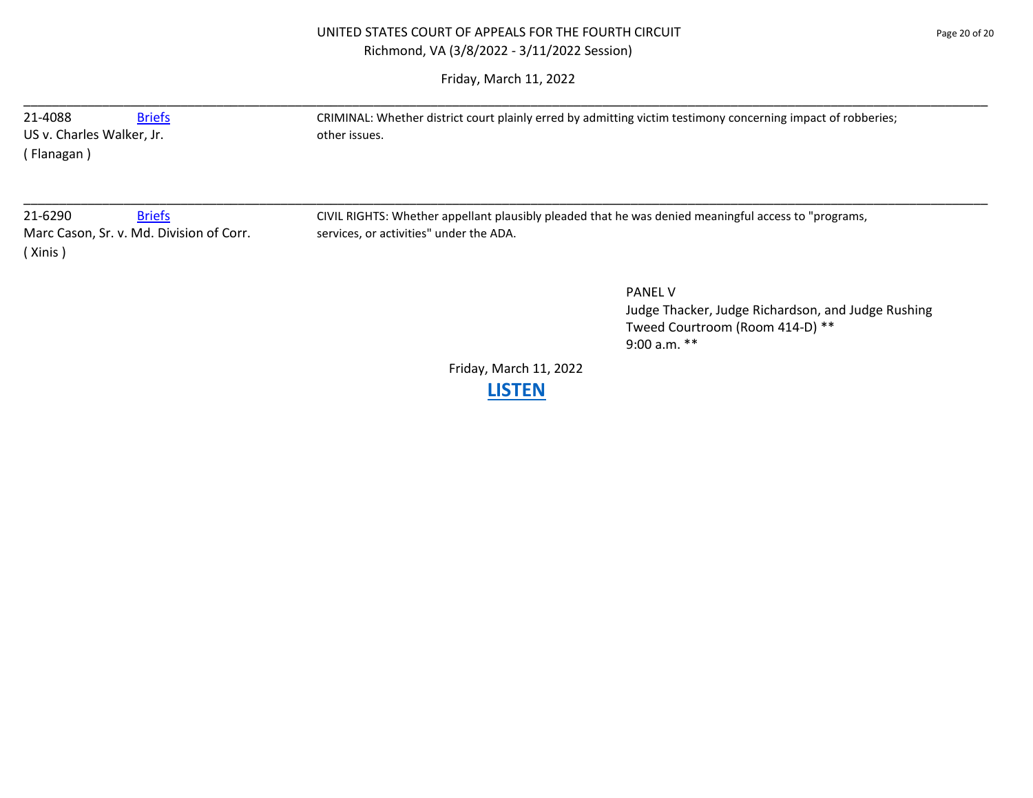UNITED STATES COURT OF APPEALS FOR THE FOURTH CIRCUIT
Richmond, VA (3/8/2022 - 3/11/2022 Session)

Friday, March 11, 2022

---

21-4088 Briefs
US v. Charles Walker, Jr.
( Flanagan )

CRIMINAL: Whether district court plainly erred by admitting victim testimony concerning impact of robberies; other issues.

---

21-6290 Briefs
Marc Cason, Sr. v. Md. Division of Corr.
( Xinis )

CIVIL RIGHTS: Whether appellant plausibly pleaded that he was denied meaningful access to "programs, services, or activities" under the ADA.

PANEL V
Judge Thacker, Judge Richardson, and Judge Rushing
Tweed Courtroom (Room 414-D) **
9:00 a.m. **

Friday, March 11, 2022

**LISTEN**